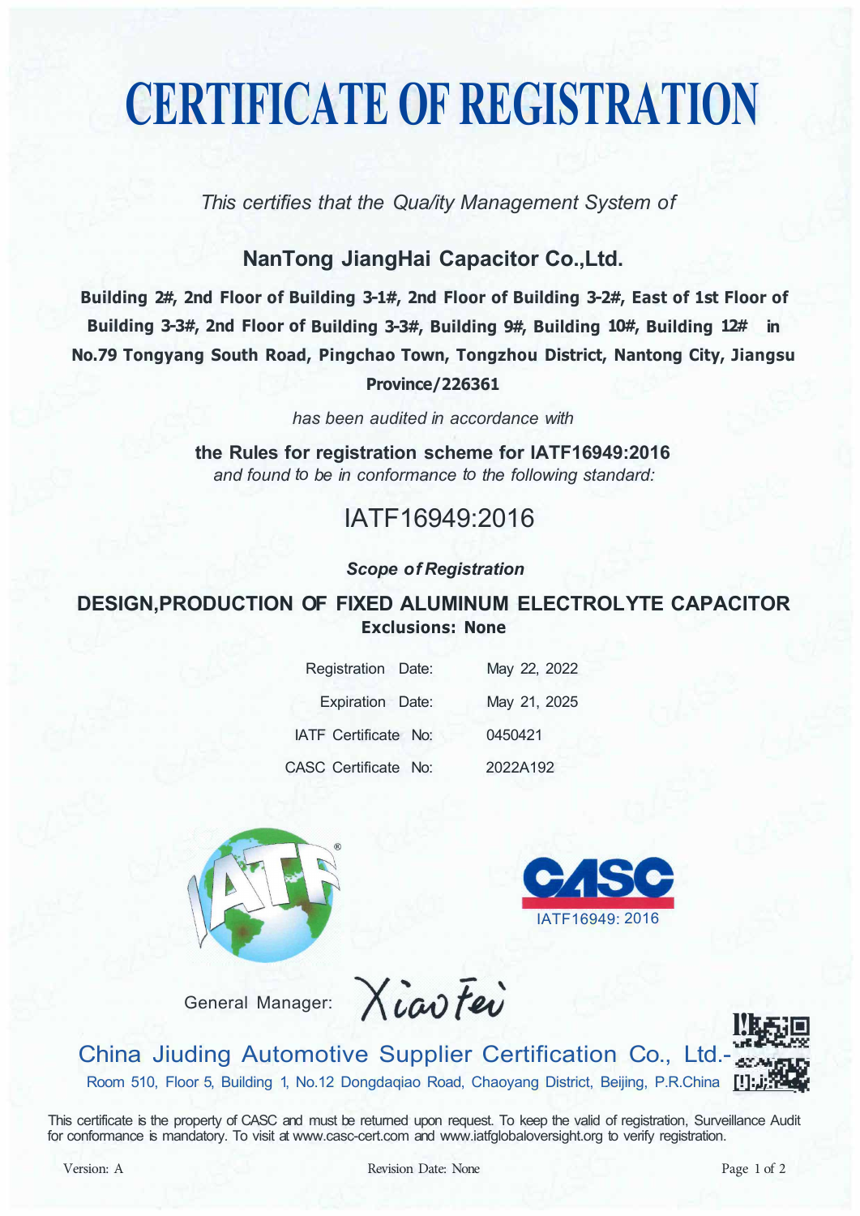# CERTIFICATE OF REGISTRATION

*This certifies that the Quality Management System of*

**NanTong JiangHai Capacitor Co.,Ltd.**

**Building 2#, 2nd Floor of Building 3-1#, 2nd Floor of Building 3-2#, East of 1st Floor of Building 3-3#, 2nd Floor of Building 3-3#, Building 9#, Building 10#, Building 12# in No.79 Tongyang South Road, Pingchao Town, Tongzhou District, Nantong City, Jiangsu Province/226361**

*has been audited in accordance with*

**the Rules for registration scheme for IATF16949:2016**

*and found to be in conformance to the following standard:*

## IATF16949:2016

***Scope of Registration***

**DESIGN,PRODUCTION OF FIXED ALUMINUM ELECTROLYTE CAPACITOR**

**Exclusions: None**

| | |
|---|---|
| Registration Date: | May 22, 2022 |
| Expiration Date: | May 21, 2025 |
| IATF Certificate No: | 0450421 |
| CASC Certificate No: | 2022A192 |

IATF16949: 2016

General Manager: Xiao Fei

**China Jiuding Automotive Supplier Certification Co., Ltd.**

Room 510, Floor 5, Building 1, No.12 Dongdaqiao Road, Chaoyang District, Beijing, P.R.China

This certificate is the property of CASC and must be returned upon request. To keep the valid of registration, Surveillance Audit for conformance is mandatory. To visit at www.casc-cert.com and www.iatfglobaloversight.org to verify registration.

Version: A　　Revision Date: None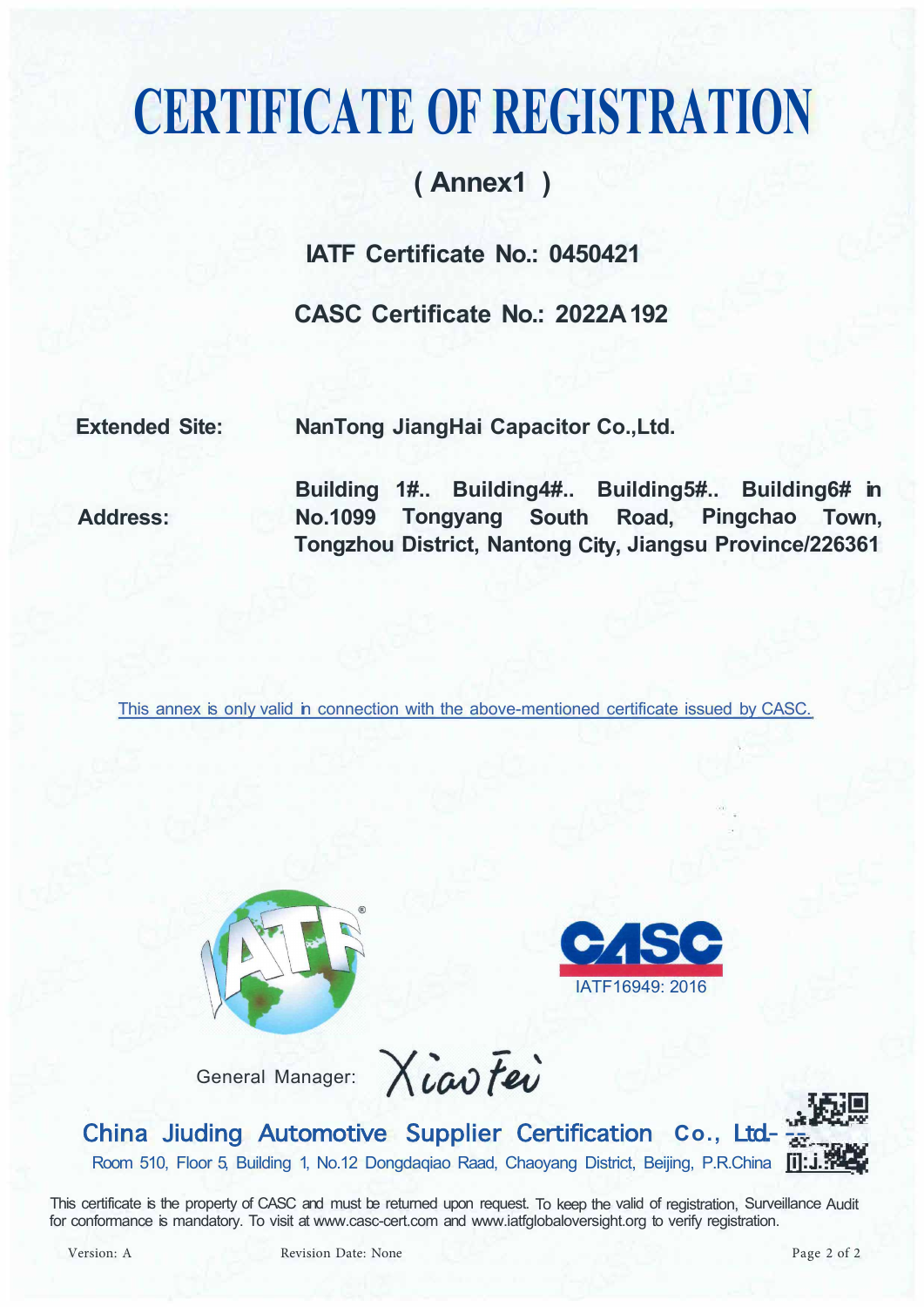# CERTIFICATE OF REGISTRATION

## ( Annex1 )

**IATF Certificate No.: 0450421**

**CASC Certificate No.: 2022A192**

**Extended Site:** NanTong JiangHai Capacitor Co.,Ltd.

**Address:** Building 1#.. Building4#.. Building5#.. Building6# in No.1099 Tongyang South Road, Pingchao Town, Tongzhou District, Nantong City, Jiangsu Province/226361

This annex is only valid in connection with the above-mentioned certificate issued by CASC.

IATF16949: 2016

General Manager: Xiao Fei

**China Jiuding Automotive Supplier Certification Co., Ltd.**

Room 510, Floor 5, Building 1, No.12 Dongdaqiao Raad, Chaoyang District, Beijing, P.R.China

This certificate is the property of CASC and must be returned upon request. To keep the valid of registration, Surveillance Audit for conformance is mandatory. To visit at www.casc-cert.com and www.iatfglobaloversight.org to verify registration.

Version: A    Revision Date: None